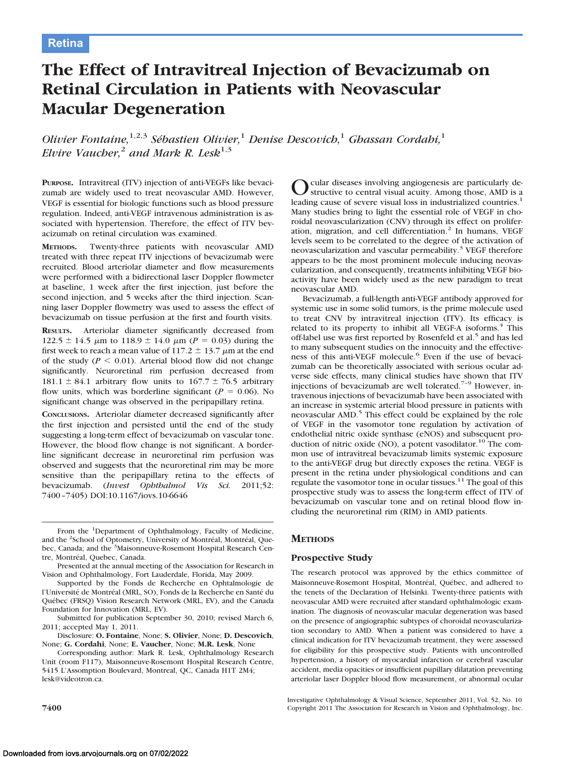Retina

# The Effect of Intravitreal Injection of Bevacizumab on Retinal Circulation in Patients with Neovascular Macular Degeneration

*Olivier Fontaine,*[1,2,3] *Sébastien Olivier,*[1] *Denise Descovich,*[1] *Ghassan Cordahi,*[1] *Elvire Vaucher,*[2] *and Mark R. Lesk*[1,3]

**Purpose.** Intravitreal (ITV) injection of anti-VEGFs like bevacizumab are widely used to treat neovascular AMD. However, VEGF is essential for biologic functions such as blood pressure regulation. Indeed, anti-VEGF intravenous administration is associated with hypertension. Therefore, the effect of ITV bevacizumab on retinal circulation was examined.

**Methods.** Twenty-three patients with neovascular AMD treated with three repeat ITV injections of bevacizumab were recruited. Blood arteriolar diameter and flow measurements were performed with a bidirectional laser Doppler flowmeter at baseline, 1 week after the first injection, just before the second injection, and 5 weeks after the third injection. Scanning laser Doppler flowmetry was used to assess the effect of bevacizumab on tissue perfusion at the first and fourth visits.

**Results.** Arteriolar diameter significantly decreased from 122.5 ± 14.5 μm to 118.9 ± 14.0 μm ($P = 0.03$) during the first week to reach a mean value of 117.2 ± 13.7 μm at the end of the study ($P < 0.01$). Arterial blood flow did not change significantly. Neuroretinal rim perfusion decreased from 181.1 ± 84.1 arbitrary flow units to 167.7 ± 76.5 arbitrary flow units, which was borderline significant ($P = 0.06$). No significant change was observed in the peripapillary retina.

**Conclusions.** Arteriolar diameter decreased significantly after the first injection and persisted until the end of the study suggesting a long-term effect of bevacizumab on vascular tone. However, the blood flow change is not significant. A borderline significant decrease in neuroretinal rim perfusion was observed and suggests that the neuroretinal rim may be more sensitive than the peripapillary retina to the effects of bevacizumab. (*Invest Ophthalmol Vis Sci.* 2011;52:7400–7405) DOI:10.1167/iovs.10-6646

Ocular diseases involving angiogenesis are particularly destructive to central visual acuity. Among those, AMD is a leading cause of severe visual loss in industrialized countries.[1] Many studies bring to light the essential role of VEGF in choroidal neovascularization (CNV) through its effect on proliferation, migration, and cell differentiation.[2] In humans, VEGF levels seem to be correlated to the degree of the activation of neovascularization and vascular permeability.[3] VEGF therefore appears to be the most prominent molecule inducing neovascularization, and consequently, treatments inhibiting VEGF bioactivity have been widely used as the new paradigm to treat neovascular AMD.

Bevacizumab, a full-length anti-VEGF antibody approved for systemic use in some solid tumors, is the prime molecule used to treat CNV by intravitreal injection (ITV). Its efficacy is related to its property to inhibit all VEGF-A isoforms.[4] This off-label use was first reported by Rosenfeld et al.[5] and has led to many subsequent studies on the innocuity and the effectiveness of this anti-VEGF molecule.[6] Even if the use of bevacizumab can be theoretically associated with serious ocular adverse side effects, many clinical studies have shown that ITV injections of bevacizumab are well tolerated.[7–9] However, intravenous injections of bevacizumab have been associated with an increase in systemic arterial blood pressure in patients with neovascular AMD.[5] This effect could be explained by the role of VEGF in the vasomotor tone regulation by activation of endothelial nitric oxide synthase (eNOS) and subsequent production of nitric oxide (NO), a potent vasodilator.[10] The common use of intravitreal bevacizumab limits systemic exposure to the anti-VEGF drug but directly exposes the retina. VEGF is present in the retina under physiological conditions and can regulate the vasomotor tone in ocular tissues.[11] The goal of this prospective study was to assess the long-term effect of ITV of bevacizumab on vascular tone and on retinal blood flow including the neuroretinal rim (RIM) in AMD patients.

## Methods

### Prospective Study

The research protocol was approved by the ethics committee of Maisonneuve-Rosemont Hospital, Montréal, Québec, and adhered to the tenets of the Declaration of Helsinki. Twenty-three patients with neovascular AMD were recruited after standard ophthalmologic examination. The diagnosis of neovascular macular degeneration was based on the presence of angiographic subtypes of choroidal neovascularization secondary to AMD. When a patient was considered to have a clinical indication for ITV bevacizumab treatment, they were assessed for eligibility for this prospective study. Patients with uncontrolled hypertension, a history of myocardial infarction or cerebral vascular accident, media opacities or insufficient pupillary dilatation preventing arteriolar laser Doppler blood flow measurement, or abnormal ocular

From the [1]Department of Ophthalmology, Faculty of Medicine, and the [2]School of Optometry, University of Montréal, Montréal, Quebec, Canada; and the [3]Maisonneuve-Rosemont Hospital Research Centre, Montréal, Quebec, Canada.

Presented at the annual meeting of the Association for Research in Vision and Ophthalmology, Fort Lauderdale, Florida, May 2009.

Supported by the Fonds de Recherche en Ophtalmologie de l'Université de Montréal (MRL, SO), Fonds de la Recherche en Santé du Québec (FRSQ) Vision Research Network (MRL, EV), and the Canada Foundation for Innovation (MRL, EV).

Submitted for publication September 30, 2010; revised March 6, 2011; accepted May 1, 2011.

Disclosure: **O. Fontaine**, None; **S. Olivier**, None; **D. Descovich**, None; **G. Cordahi**, None; **E. Vaucher**, None; **M.R. Lesk**, None

Corresponding author: Mark R. Lesk, Ophthalmology Research Unit (room F117), Maisonneuve-Rosemont Hospital Research Centre, 5415 L'Assomption Boulevard, Montreal, QC, Canada H1T 2M4; lesk@videotron.ca.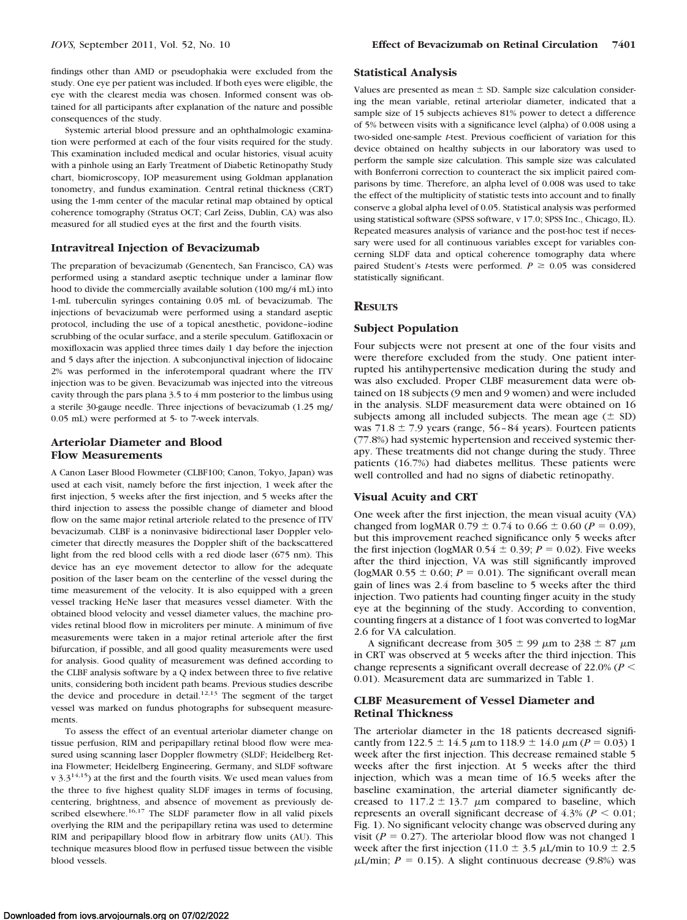findings other than AMD or pseudophakia were excluded from the study. One eye per patient was included. If both eyes were eligible, the eye with the clearest media was chosen. Informed consent was obtained for all participants after explanation of the nature and possible consequences of the study.

Systemic arterial blood pressure and an ophthalmologic examination were performed at each of the four visits required for the study. This examination included medical and ocular histories, visual acuity with a pinhole using an Early Treatment of Diabetic Retinopathy Study chart, biomicroscopy, IOP measurement using Goldman applanation tonometry, and fundus examination. Central retinal thickness (CRT) using the 1-mm center of the macular retinal map obtained by optical coherence tomography (Stratus OCT; Carl Zeiss, Dublin, CA) was also measured for all studied eyes at the first and the fourth visits.

### Intravitreal Injection of Bevacizumab

The preparation of bevacizumab (Genentech, San Francisco, CA) was performed using a standard aseptic technique under a laminar flow hood to divide the commercially available solution (100 mg/4 mL) into 1-mL tuberculin syringes containing 0.05 mL of bevacizumab. The injections of bevacizumab were performed using a standard aseptic protocol, including the use of a topical anesthetic, povidone–iodine scrubbing of the ocular surface, and a sterile speculum. Gatifloxacin or moxifloxacin was applied three times daily 1 day before the injection and 5 days after the injection. A subconjunctival injection of lidocaine 2% was performed in the inferotemporal quadrant where the ITV injection was to be given. Bevacizumab was injected into the vitreous cavity through the pars plana 3.5 to 4 mm posterior to the limbus using a sterile 30-gauge needle. Three injections of bevacizumab (1.25 mg/0.05 mL) were performed at 5- to 7-week intervals.

### Arteriolar Diameter and Blood Flow Measurements

A Canon Laser Blood Flowmeter (CLBF100; Canon, Tokyo, Japan) was used at each visit, namely before the first injection, 1 week after the first injection, 5 weeks after the first injection, and 5 weeks after the third injection to assess the possible change of diameter and blood flow on the same major retinal arteriole related to the presence of ITV bevacizumab. CLBF is a noninvasive bidirectional laser Doppler velocimeter that directly measures the Doppler shift of the backscattered light from the red blood cells with a red diode laser (675 nm). This device has an eye movement detector to allow for the adequate position of the laser beam on the centerline of the vessel during the time measurement of the velocity. It is also equipped with a green vessel tracking HeNe laser that measures vessel diameter. With the obtained blood velocity and vessel diameter values, the machine provides retinal blood flow in microliters per minute. A minimum of five measurements were taken in a major retinal arteriole after the first bifurcation, if possible, and all good quality measurements were used for analysis. Good quality of measurement was defined according to the CLBF analysis software by a Q index between three to five relative units, considering both incident path beams. Previous studies describe the device and procedure in detail.[12,13] The segment of the target vessel was marked on fundus photographs for subsequent measurements.

To assess the effect of an eventual arteriolar diameter change on tissue perfusion, RIM and peripapillary retinal blood flow were measured using scanning laser Doppler flowmetry (SLDF; Heidelberg Retina Flowmeter; Heidelberg Engineering, Germany, and SLDF software v 3.3[14,15]) at the first and the fourth visits. We used mean values from the three to five highest quality SLDF images in terms of focusing, centering, brightness, and absence of movement as previously described elsewhere.[16,17] The SLDF parameter flow in all valid pixels overlying the RIM and the peripapillary retina was used to determine RIM and peripapillary blood flow in arbitrary flow units (AU). This technique measures blood flow in perfused tissue between the visible blood vessels.

### Statistical Analysis

Values are presented as mean ± SD. Sample size calculation considering the mean variable, retinal arteriolar diameter, indicated that a sample size of 15 subjects achieves 81% power to detect a difference of 5% between visits with a significance level (alpha) of 0.008 using a two-sided one-sample *t*-test. Previous coefficient of variation for this device obtained on healthy subjects in our laboratory was used to perform the sample size calculation. This sample size was calculated with Bonferroni correction to counteract the six implicit paired comparisons by time. Therefore, an alpha level of 0.008 was used to take the effect of the multiplicity of statistic tests into account and to finally conserve a global alpha level of 0.05. Statistical analysis was performed using statistical software (SPSS software, v 17.0; SPSS Inc., Chicago, IL). Repeated measures analysis of variance and the post-hoc test if necessary were used for all continuous variables except for variables concerning SLDF data and optical coherence tomography data where paired Student's *t*-tests were performed. $P \geq 0.05$ was considered statistically significant.

## Results

### Subject Population

Four subjects were not present at one of the four visits and were therefore excluded from the study. One patient interrupted his antihypertensive medication during the study and was also excluded. Proper CLBF measurement data were obtained on 18 subjects (9 men and 9 women) and were included in the analysis. SLDF measurement data were obtained on 16 subjects among all included subjects. The mean age (± SD) was 71.8 ± 7.9 years (range, 56–84 years). Fourteen patients (77.8%) had systemic hypertension and received systemic therapy. These treatments did not change during the study. Three patients (16.7%) had diabetes mellitus. These patients were well controlled and had no signs of diabetic retinopathy.

### Visual Acuity and CRT

One week after the first injection, the mean visual acuity (VA) changed from logMAR 0.79 ± 0.74 to 0.66 ± 0.60 ($P = 0.09$), but this improvement reached significance only 5 weeks after the first injection (logMAR 0.54 ± 0.39; $P = 0.02$). Five weeks after the third injection, VA was still significantly improved (logMAR 0.55 ± 0.60; $P = 0.01$). The significant overall mean gain of lines was 2.4 from baseline to 5 weeks after the third injection. Two patients had counting finger acuity in the study eye at the beginning of the study. According to convention, counting fingers at a distance of 1 foot was converted to logMar 2.6 for VA calculation.

A significant decrease from 305 ± 99 μm to 238 ± 87 μm in CRT was observed at 5 weeks after the third injection. This change represents a significant overall decrease of 22.0% ($P < 0.01$). Measurement data are summarized in Table 1.

### CLBF Measurement of Vessel Diameter and Retinal Thickness

The arteriolar diameter in the 18 patients decreased significantly from 122.5 ± 14.5 μm to 118.9 ± 14.0 μm ($P = 0.03$) 1 week after the first injection. This decrease remained stable 5 weeks after the first injection. At 5 weeks after the third injection, which was a mean time of 16.5 weeks after the baseline examination, the arterial diameter significantly decreased to 117.2 ± 13.7 μm compared to baseline, which represents an overall significant decrease of 4.3% ($P < 0.01$; Fig. 1). No significant velocity change was observed during any visit ($P = 0.27$). The arteriolar blood flow was not changed 1 week after the first injection (11.0 ± 3.5 μL/min to 10.9 ± 2.5 μL/min; $P = 0.15$). A slight continuous decrease (9.8%) was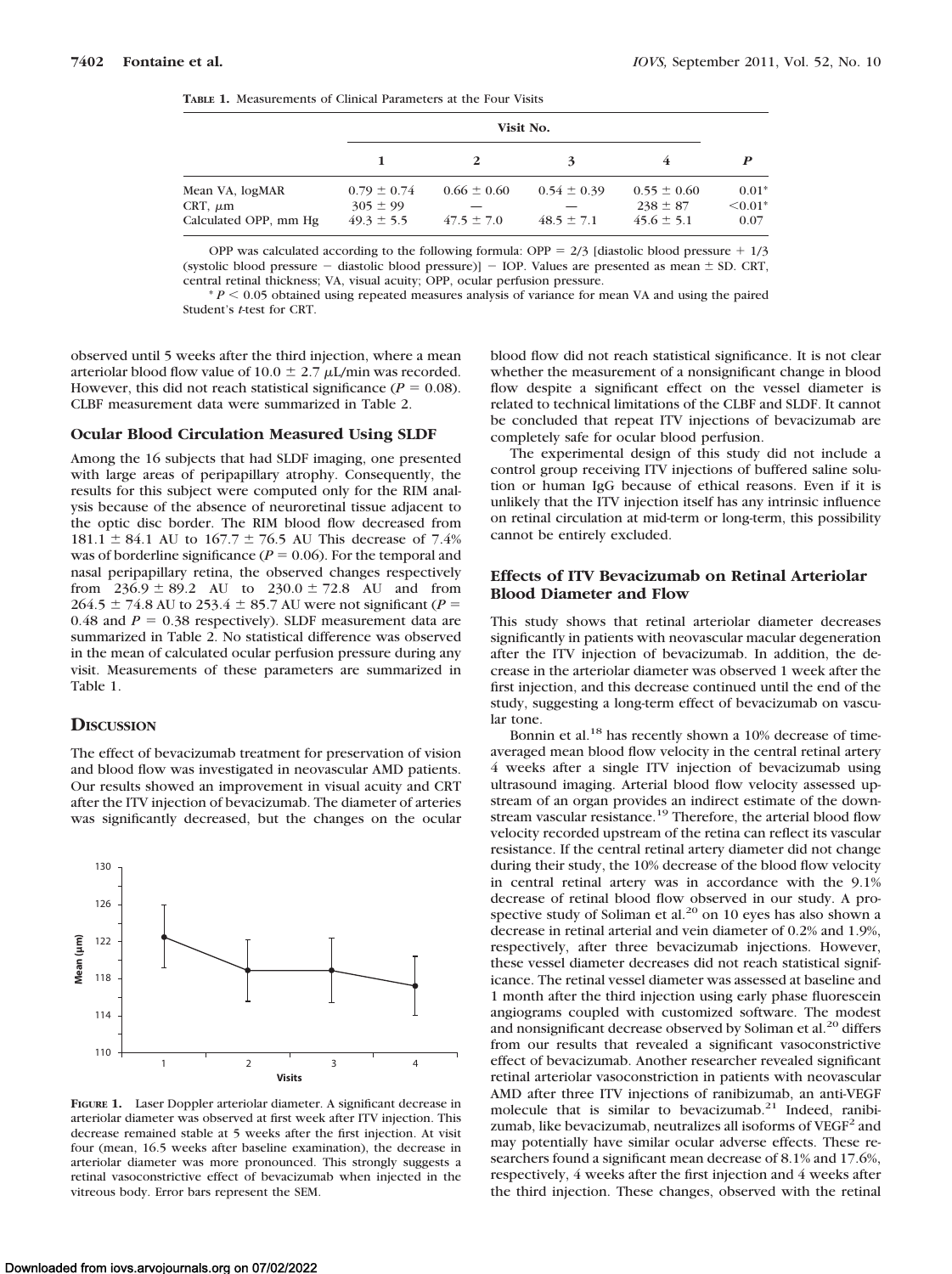**TABLE 1.** Measurements of Clinical Parameters at the Four Visits

| | Visit No. | | | | |
|---|---|---|---|---|---|
| | 1 | 2 | 3 | 4 | *P* |
| Mean VA, logMAR | 0.79 ± 0.74 | 0.66 ± 0.60 | 0.54 ± 0.39 | 0.55 ± 0.60 | 0.01* |
| CRT, μm | 305 ± 99 | — | — | 238 ± 87 | <0.01* |
| Calculated OPP, mm Hg | 49.3 ± 5.5 | 47.5 ± 7.0 | 48.5 ± 7.1 | 45.6 ± 5.1 | 0.07 |

OPP was calculated according to the following formula: OPP = 2/3 [diastolic blood pressure + 1/3 (systolic blood pressure − diastolic blood pressure)] − IOP. Values are presented as mean ± SD. CRT, central retinal thickness; VA, visual acuity; OPP, ocular perfusion pressure.

* $P < 0.05$ obtained using repeated measures analysis of variance for mean VA and using the paired Student's *t*-test for CRT.

observed until 5 weeks after the third injection, where a mean arteriolar blood flow value of 10.0 ± 2.7 μL/min was recorded. However, this did not reach statistical significance ($P = 0.08$). CLBF measurement data were summarized in Table 2.

### Ocular Blood Circulation Measured Using SLDF

Among the 16 subjects that had SLDF imaging, one presented with large areas of peripapillary atrophy. Consequently, the results for this subject were computed only for the RIM analysis because of the absence of neuroretinal tissue adjacent to the optic disc border. The RIM blood flow decreased from 181.1 ± 84.1 AU to 167.7 ± 76.5 AU This decrease of 7.4% was of borderline significance ($P = 0.06$). For the temporal and nasal peripapillary retina, the observed changes respectively from 236.9 ± 89.2 AU to 230.0 ± 72.8 AU and from 264.5 ± 74.8 AU to 253.4 ± 85.7 AU were not significant ($P = 0.48$ and $P = 0.38$ respectively). SLDF measurement data are summarized in Table 2. No statistical difference was observed in the mean of calculated ocular perfusion pressure during any visit. Measurements of these parameters are summarized in Table 1.

## Discussion

The effect of bevacizumab treatment for preservation of vision and blood flow was investigated in neovascular AMD patients. Our results showed an improvement in visual acuity and CRT after the ITV injection of bevacizumab. The diameter of arteries was significantly decreased, but the changes on the ocular blood flow did not reach statistical significance. It is not clear whether the measurement of a nonsignificant change in blood flow despite a significant effect on the vessel diameter is related to technical limitations of the CLBF and SLDF. It cannot be concluded that repeat ITV injections of bevacizumab are completely safe for ocular blood perfusion.

The experimental design of this study did not include a control group receiving ITV injections of buffered saline solution or human IgG because of ethical reasons. Even if it is unlikely that the ITV injection itself has any intrinsic influence on retinal circulation at mid-term or long-term, this possibility cannot be entirely excluded.

**FIGURE 1.** Laser Doppler arteriolar diameter. A significant decrease in arteriolar diameter was observed at first week after ITV injection. This decrease remained stable at 5 weeks after the first injection. At visit four (mean, 16.5 weeks after baseline examination), the decrease in arteriolar diameter was more pronounced. This strongly suggests a retinal vasoconstrictive effect of bevacizumab when injected in the vitreous body. Error bars represent the SEM.

### Effects of ITV Bevacizumab on Retinal Arteriolar Blood Diameter and Flow

This study shows that retinal arteriolar diameter decreases significantly in patients with neovascular macular degeneration after the ITV injection of bevacizumab. In addition, the decrease in the arteriolar diameter was observed 1 week after the first injection, and this decrease continued until the end of the study, suggesting a long-term effect of bevacizumab on vascular tone.

Bonnin et al.[18] has recently shown a 10% decrease of time-averaged mean blood flow velocity in the central retinal artery 4 weeks after a single ITV injection of bevacizumab using ultrasound imaging. Arterial blood flow velocity assessed upstream of an organ provides an indirect estimate of the downstream vascular resistance.[19] Therefore, the arterial blood flow velocity recorded upstream of the retina can reflect its vascular resistance. If the central retinal artery diameter did not change during their study, the 10% decrease of the blood flow velocity in central retinal artery was in accordance with the 9.1% decrease of retinal blood flow observed in our study. A prospective study of Soliman et al.[20] on 10 eyes has also shown a decrease in retinal arterial and vein diameter of 0.2% and 1.9%, respectively, after three bevacizumab injections. However, these vessel diameter decreases did not reach statistical significance. The retinal vessel diameter was assessed at baseline and 1 month after the third injection using early phase fluorescein angiograms coupled with customized software. The modest and nonsignificant decrease observed by Soliman et al.[20] differs from our results that revealed a significant vasoconstrictive effect of bevacizumab. Another researcher revealed significant retinal arteriolar vasoconstriction in patients with neovascular AMD after three ITV injections of ranibizumab, an anti-VEGF molecule that is similar to bevacizumab.[21] Indeed, ranibizumab, like bevacizumab, neutralizes all isoforms of VEGF[2] and may potentially have similar ocular adverse effects. These researchers found a significant mean decrease of 8.1% and 17.6%, respectively, 4 weeks after the first injection and 4 weeks after the third injection. These changes, observed with the retinal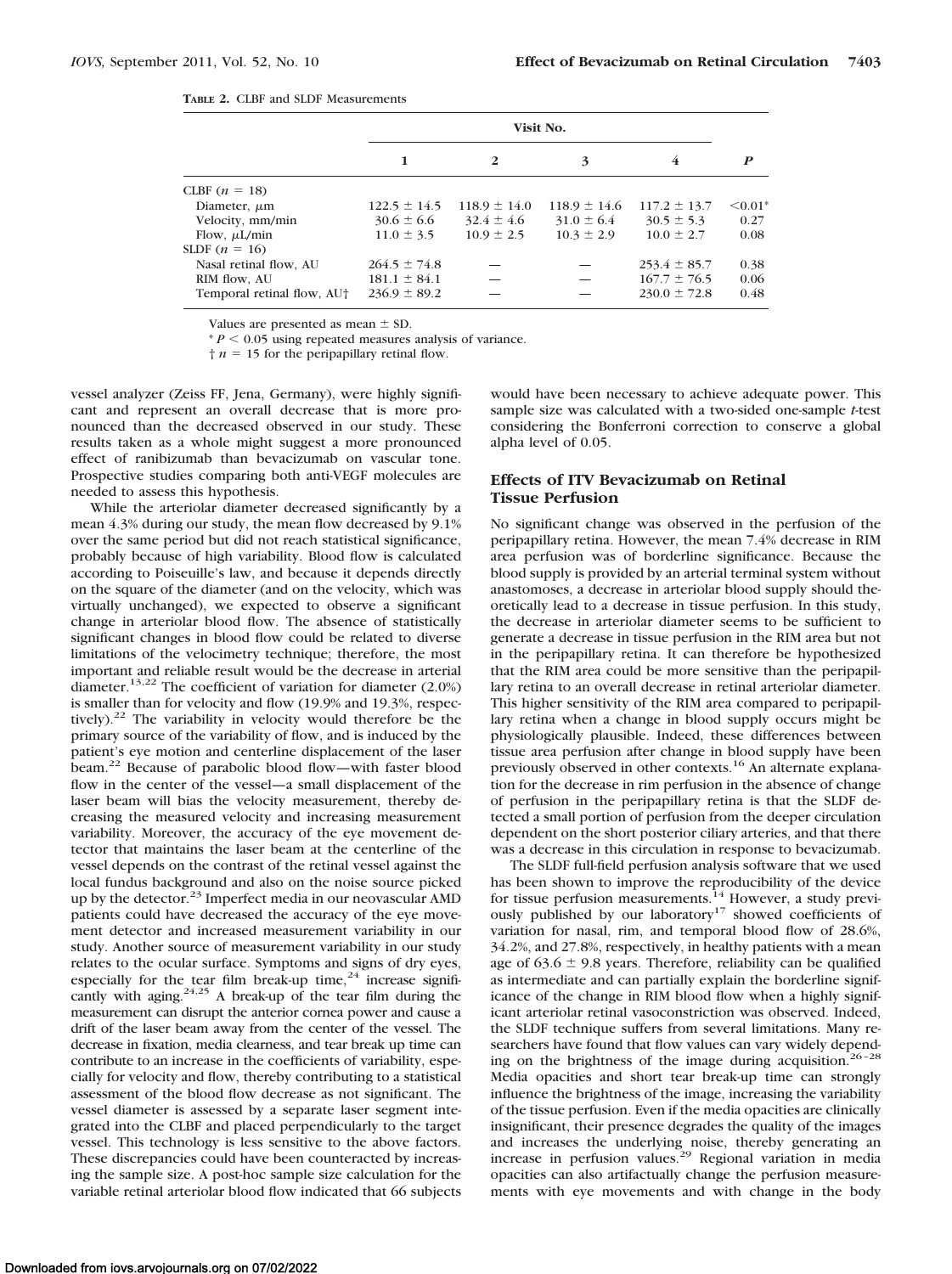**TABLE 2.** CLBF and SLDF Measurements

| | Visit No. | | | | |
|---|---|---|---|---|---|
| | 1 | 2 | 3 | 4 | *P* |
| CLBF ($n$ = 18) | | | | | |
| Diameter, μm | 122.5 ± 14.5 | 118.9 ± 14.0 | 118.9 ± 14.6 | 117.2 ± 13.7 | <0.01* |
| Velocity, mm/min | 30.6 ± 6.6 | 32.4 ± 4.6 | 31.0 ± 6.4 | 30.5 ± 5.3 | 0.27 |
| Flow, μL/min | 11.0 ± 3.5 | 10.9 ± 2.5 | 10.3 ± 2.9 | 10.0 ± 2.7 | 0.08 |
| SLDF ($n$ = 16) | | | | | |
| Nasal retinal flow, AU | 264.5 ± 74.8 | — | — | 253.4 ± 85.7 | 0.38 |
| RIM flow, AU | 181.1 ± 84.1 | — | — | 167.7 ± 76.5 | 0.06 |
| Temporal retinal flow, AU† | 236.9 ± 89.2 | — | — | 230.0 ± 72.8 | 0.48 |

Values are presented as mean ± SD.

* $P < 0.05$ using repeated measures analysis of variance.

† $n$ = 15 for the peripapillary retinal flow.

vessel analyzer (Zeiss FF, Jena, Germany), were highly significant and represent an overall decrease that is more pronounced than the decreased observed in our study. These results taken as a whole might suggest a more pronounced effect of ranibizumab than bevacizumab on vascular tone. Prospective studies comparing both anti-VEGF molecules are needed to assess this hypothesis.

While the arteriolar diameter decreased significantly by a mean 4.3% during our study, the mean flow decreased by 9.1% over the same period but did not reach statistical significance, probably because of high variability. Blood flow is calculated according to Poiseuille's law, and because it depends directly on the square of the diameter (and on the velocity, which was virtually unchanged), we expected to observe a significant change in arteriolar blood flow. The absence of statistically significant changes in blood flow could be related to diverse limitations of the velocimetry technique; therefore, the most important and reliable result would be the decrease in arterial diameter.[13,22] The coefficient of variation for diameter (2.0%) is smaller than for velocity and flow (19.9% and 19.3%, respectively).[22] The variability in velocity would therefore be the primary source of the variability of flow, and is induced by the patient's eye motion and centerline displacement of the laser beam.[22] Because of parabolic blood flow—with faster blood flow in the center of the vessel—a small displacement of the laser beam will bias the velocity measurement, thereby decreasing the measured velocity and increasing measurement variability. Moreover, the accuracy of the eye movement detector that maintains the laser beam at the centerline of the vessel depends on the contrast of the retinal vessel against the local fundus background and also on the noise source picked up by the detector.[23] Imperfect media in our neovascular AMD patients could have decreased the accuracy of the eye movement detector and increased measurement variability in our study. Another source of measurement variability in our study relates to the ocular surface. Symptoms and signs of dry eyes, especially for the tear film break-up time,[24] increase significantly with aging.[24,25] A break-up of the tear film during the measurement can disrupt the anterior cornea power and cause a drift of the laser beam away from the center of the vessel. The decrease in fixation, media clearness, and tear break up time can contribute to an increase in the coefficients of variability, especially for velocity and flow, thereby contributing to a statistical assessment of the blood flow decrease as not significant. The vessel diameter is assessed by a separate laser segment integrated into the CLBF and placed perpendicularly to the target vessel. This technology is less sensitive to the above factors. These discrepancies could have been counteracted by increasing the sample size. A post-hoc sample size calculation for the variable retinal arteriolar blood flow indicated that 66 subjects would have been necessary to achieve adequate power. This sample size was calculated with a two-sided one-sample *t*-test considering the Bonferroni correction to conserve a global alpha level of 0.05.

### Effects of ITV Bevacizumab on Retinal Tissue Perfusion

No significant change was observed in the perfusion of the peripapillary retina. However, the mean 7.4% decrease in RIM area perfusion was of borderline significance. Because the blood supply is provided by an arterial terminal system without anastomoses, a decrease in arteriolar blood supply should theoretically lead to a decrease in tissue perfusion. In this study, the decrease in arteriolar diameter seems to be sufficient to generate a decrease in tissue perfusion in the RIM area but not in the peripapillary retina. It can therefore be hypothesized that the RIM area could be more sensitive than the peripapillary retina to an overall decrease in retinal arteriolar diameter. This higher sensitivity of the RIM area compared to peripapillary retina when a change in blood supply occurs might be physiologically plausible. Indeed, these differences between tissue area perfusion after change in blood supply have been previously observed in other contexts.[16] An alternate explanation for the decrease in rim perfusion in the absence of change of perfusion in the peripapillary retina is that the SLDF detected a small portion of perfusion from the deeper circulation dependent on the short posterior ciliary arteries, and that there was a decrease in this circulation in response to bevacizumab.

The SLDF full-field perfusion analysis software that we used has been shown to improve the reproducibility of the device for tissue perfusion measurements.[14] However, a study previously published by our laboratory[17] showed coefficients of variation for nasal, rim, and temporal blood flow of 28.6%, 34.2%, and 27.8%, respectively, in healthy patients with a mean age of 63.6 ± 9.8 years. Therefore, reliability can be qualified as intermediate and can partially explain the borderline significance of the change in RIM blood flow when a highly significant arteriolar retinal vasoconstriction was observed. Indeed, the SLDF technique suffers from several limitations. Many researchers have found that flow values can vary widely depending on the brightness of the image during acquisition.[26–28] Media opacities and short tear break-up time can strongly influence the brightness of the image, increasing the variability of the tissue perfusion. Even if the media opacities are clinically insignificant, their presence degrades the quality of the images and increases the underlying noise, thereby generating an increase in perfusion values.[29] Regional variation in media opacities can also artifactually change the perfusion measurements with eye movements and with change in the body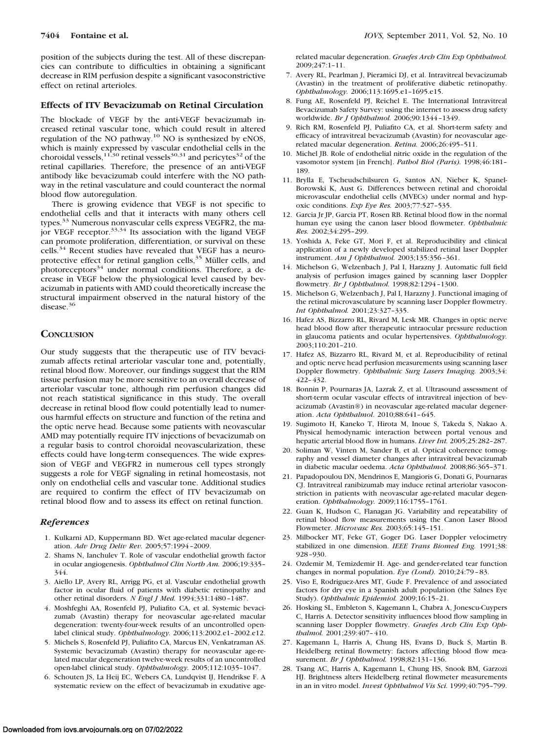position of the subjects during the test. All of these discrepancies can contribute to difficulties in obtaining a significant decrease in RIM perfusion despite a significant vasoconstrictive effect on retinal arterioles.

### Effects of ITV Bevacizumab on Retinal Circulation

The blockade of VEGF by the anti-VEGF bevacizumab increased retinal vascular tone, which could result in altered regulation of the NO pathway.[10] NO is synthesized by eNOS, which is mainly expressed by vascular endothelial cells in the choroidal vessels,[11,30] retinal vessels[30,31] and pericytes[32] of the retinal capillaries. Therefore, the presence of an anti-VEGF antibody like bevacizumab could interfere with the NO pathway in the retinal vasculature and could counteract the normal blood flow autoregulation.

There is growing evidence that VEGF is not specific to endothelial cells and that it interacts with many others cell types.[33] Numerous nonvascular cells express VEGFR2, the major VEGF receptor.[33,34] Its association with the ligand VEGF can promote proliferation, differentiation, or survival on these cells.[34] Recent studies have revealed that VEGF has a neuroprotective effect for retinal ganglion cells,[35] Müller cells, and photoreceptors[34] under normal conditions. Therefore, a decrease in VEGF below the physiological level caused by bevacizumab in patients with AMD could theoretically increase the structural impairment observed in the natural history of the disease.[36]

## Conclusion

Our study suggests that the therapeutic use of ITV bevacizumab affects retinal arteriolar vascular tone and, potentially, retinal blood flow. Moreover, our findings suggest that the RIM tissue perfusion may be more sensitive to an overall decrease of arteriolar vascular tone, although rim perfusion changes did not reach statistical significance in this study. The overall decrease in retinal blood flow could potentially lead to numerous harmful effects on structure and function of the retina and the optic nerve head. Because some patients with neovascular AMD may potentially require ITV injections of bevacizumab on a regular basis to control choroidal neovascularization, these effects could have long-term consequences. The wide expression of VEGF and VEGFR2 in numerous cell types strongly suggests a role for VEGF signaling in retinal homeostasis, not only on endothelial cells and vascular tone. Additional studies are required to confirm the effect of ITV bevacizumab on retinal blood flow and to assess its effect on retinal function.

## References

1. Kulkarni AD, Kuppermann BD. Wet age-related macular degeneration. *Adv Drug Deliv Rev.* 2005;57:1994–2009.
2. Shams N, Ianchulev T. Role of vascular endothelial growth factor in ocular angiogenesis. *Ophthalmol Clin North Am.* 2006;19:335–344.
3. Aiello LP, Avery RL, Arrigg PG, et al. Vascular endothelial growth factor in ocular fluid of patients with diabetic retinopathy and other retinal disorders. *N Engl J Med.* 1994;331:1480–1487.
4. Moshfeghi AA, Rosenfeld PJ, Puliafito CA, et al. Systemic bevacizumab (Avastin) therapy for neovascular age-related macular degeneration: twenty-four-week results of an uncontrolled open-label clinical study. *Ophthalmology.* 2006;113:2002.e1–2002.e12.
5. Michels S, Rosenfeld PJ, Puliafito CA, Marcus EN, Venkatraman AS. Systemic bevacizumab (Avastin) therapy for neovascular age-related macular degeneration twelve-week results of an uncontrolled open-label clinical study. *Ophthalmology.* 2005;112:1035–1047.
6. Schouten JS, La Heij EC, Webers CA, Lundqvist IJ, Hendrikse F. A systematic review on the effect of bevacizumab in exudative age-related macular degeneration. *Graefes Arch Clin Exp Ophthalmol.* 2009;247:1–11.
7. Avery RL, Pearlman J, Pieramici DJ, et al. Intravitreal bevacizumab (Avastin) in the treatment of proliferative diabetic retinopathy. *Ophthalmology.* 2006;113:1695.e1–1695.e15.
8. Fung AE, Rosenfeld PJ, Reichel E. The International Intravitreal Bevacizumab Safety Survey: using the internet to assess drug safety worldwide. *Br J Ophthalmol.* 2006;90:1344–1349.
9. Rich RM, Rosenfeld PJ, Puliafito CA, et al. Short-term safety and efficacy of intravitreal bevacizumab (Avastin) for neovascular age-related macular degeneration. *Retina.* 2006;26:495–511.
10. Michel JB. Role of endothelial nitric oxide in the regulation of the vasomotor system [in French]. *Pathol Biol (Paris).* 1998;46:181–189.
11. Brylla E, Tscheudschilsuren G, Santos AN, Nieber K, Spanel-Borowski K, Aust G. Differences between retinal and choroidal microvascular endothelial cells (MVECs) under normal and hypoxic conditions. *Exp Eye Res.* 2003;77:527–535.
12. Garcia Jr JP, Garcia PT, Rosen RB. Retinal blood flow in the normal human eye using the canon laser blood flowmeter. *Ophthalmic Res.* 2002;34:295–299.
13. Yoshida A, Feke GT, Mori F, et al. Reproducibility and clinical application of a newly developed stabilized retinal laser Doppler instrument. *Am J Ophthalmol.* 2003;135:356–361.
14. Michelson G, Welzenbach J, Pal I, Harazny J. Automatic full field analysis of perfusion images gained by scanning laser Doppler flowmetry. *Br J Ophthalmol.* 1998;82:1294–1300.
15. Michelson G, Welzenbach J, Pal I, Harazny J. Functional imaging of the retinal microvasculature by scanning laser Doppler flowmetry. *Int Ophthalmol.* 2001;23:327–335.
16. Hafez AS, Bizzarro RL, Rivard M, Lesk MR. Changes in optic nerve head blood flow after therapeutic intraocular pressure reduction in glaucoma patients and ocular hypertensives. *Ophthalmology.* 2003;110:201–210.
17. Hafez AS, Bizzarro RL, Rivard M, et al. Reproducibility of retinal and optic nerve head perfusion measurements using scanning laser Doppler flowmetry. *Ophthalmic Surg Lasers Imaging.* 2003;34:422–432.
18. Bonnin P, Pournaras JA, Lazrak Z, et al. Ultrasound assessment of short-term ocular vascular effects of intravitreal injection of bevacizumab (Avastin®) in neovascular age-related macular degeneration. *Acta Ophthalmol.* 2010;88:641–645.
19. Sugimoto H, Kaneko T, Hirota M, Inoue S, Takeda S, Nakao A. Physical hemodynamic interaction between portal venous and hepatic arterial blood flow in humans. *Liver Int.* 2005;25:282–287.
20. Soliman W, Vinten M, Sander B, et al. Optical coherence tomography and vessel diameter changes after intravitreal bevacizumab in diabetic macular oedema. *Acta Ophthalmol.* 2008;86:365–371.
21. Papadopoulou DN, Mendrinos E, Mangioris G, Donati G, Pournaras CJ. Intravitreal ranibizumab may induce retinal arteriolar vasoconstriction in patients with neovascular age-related macular degeneration. *Ophthalmology.* 2009;116:1755–1761.
22. Guan K, Hudson C, Flanagan JG. Variability and repeatability of retinal blood flow measurements using the Canon Laser Blood Flowmeter. *Microvasc Res.* 2003;65:145–151.
23. Milbocker MT, Feke GT, Goger DG. Laser Doppler velocimetry stabilized in one dimension. *IEEE Trans Biomed Eng.* 1991;38:928–930.
24. Ozdemir M, Temizdemir H. Age- and gender-related tear function changes in normal population. *Eye (Lond).* 2010;24:79–83.
25. Viso E, Rodriguez-Ares MT, Gude F. Prevalence of and associated factors for dry eye in a Spanish adult population (the Salnes Eye Study). *Ophthalmic Epidemiol.* 2009;16:15–21.
26. Hosking SL, Embleton S, Kagemann L, Chabra A, Jonescu-Cuypers C, Harris A. Detector sensitivity influences blood flow sampling in scanning laser Doppler flowmetry. *Graefes Arch Clin Exp Ophthalmol.* 2001;239:407–410.
27. Kagemann L, Harris A, Chung HS, Evans D, Buck S, Martin B. Heidelberg retinal flowmetry: factors affecting blood flow measurement. *Br J Ophthalmol.* 1998;82:131–136.
28. Tsang AC, Harris A, Kagemann L, Chung HS, Snook BM, Garzozi HJ. Brightness alters Heidelberg retinal flowmeter measurements in an in vitro model. *Invest Ophthalmol Vis Sci.* 1999;40:795–799.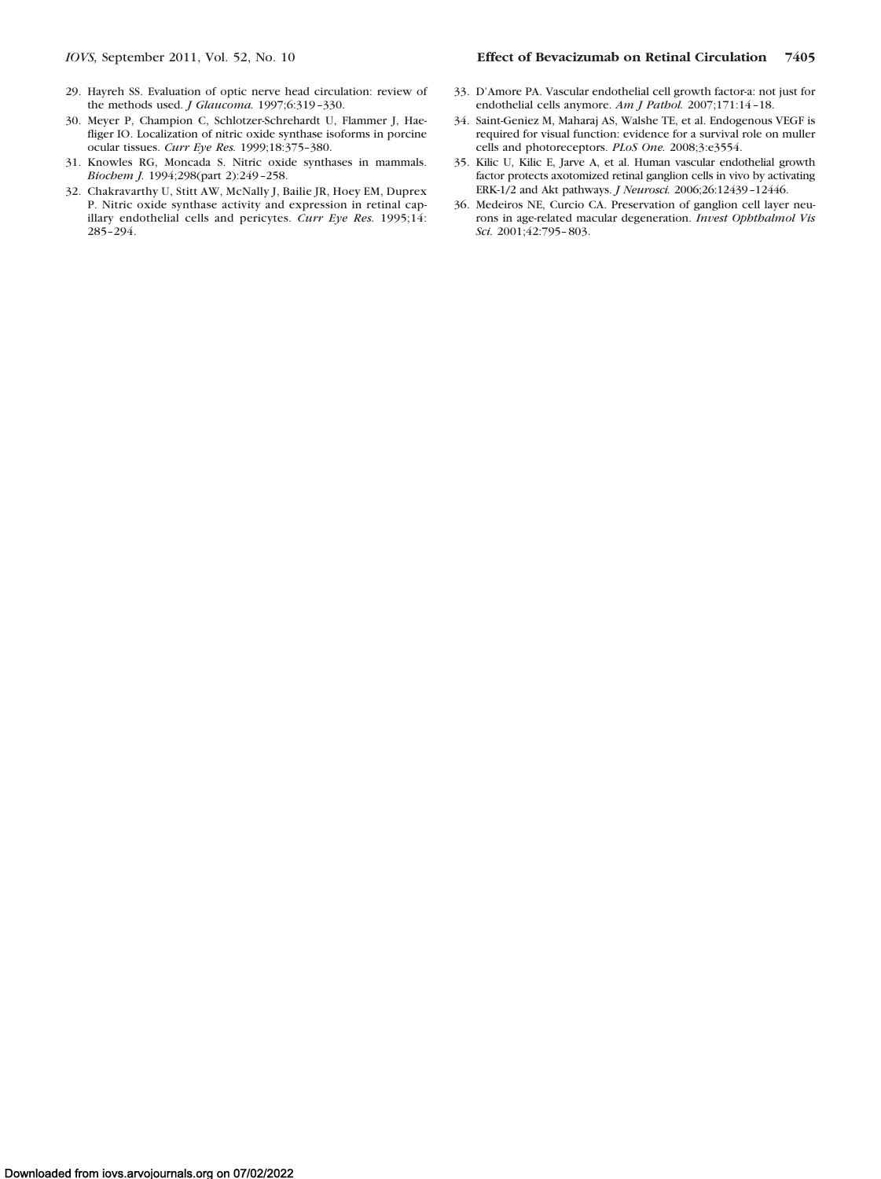29. Hayreh SS. Evaluation of optic nerve head circulation: review of the methods used. *J Glaucoma.* 1997;6:319–330.
30. Meyer P, Champion C, Schlotzer-Schrehardt U, Flammer J, Haefliger IO. Localization of nitric oxide synthase isoforms in porcine ocular tissues. *Curr Eye Res.* 1999;18:375–380.
31. Knowles RG, Moncada S. Nitric oxide synthases in mammals. *Biochem J.* 1994;298(part 2):249–258.
32. Chakravarthy U, Stitt AW, McNally J, Bailie JR, Hoey EM, Duprex P. Nitric oxide synthase activity and expression in retinal capillary endothelial cells and pericytes. *Curr Eye Res.* 1995;14:285–294.
33. D'Amore PA. Vascular endothelial cell growth factor-a: not just for endothelial cells anymore. *Am J Pathol.* 2007;171:14–18.
34. Saint-Geniez M, Maharaj AS, Walshe TE, et al. Endogenous VEGF is required for visual function: evidence for a survival role on muller cells and photoreceptors. *PLoS One.* 2008;3:e3554.
35. Kilic U, Kilic E, Jarve A, et al. Human vascular endothelial growth factor protects axotomized retinal ganglion cells in vivo by activating ERK-1/2 and Akt pathways. *J Neurosci.* 2006;26:12439–12446.
36. Medeiros NE, Curcio CA. Preservation of ganglion cell layer neurons in age-related macular degeneration. *Invest Ophthalmol Vis Sci.* 2001;42:795–803.